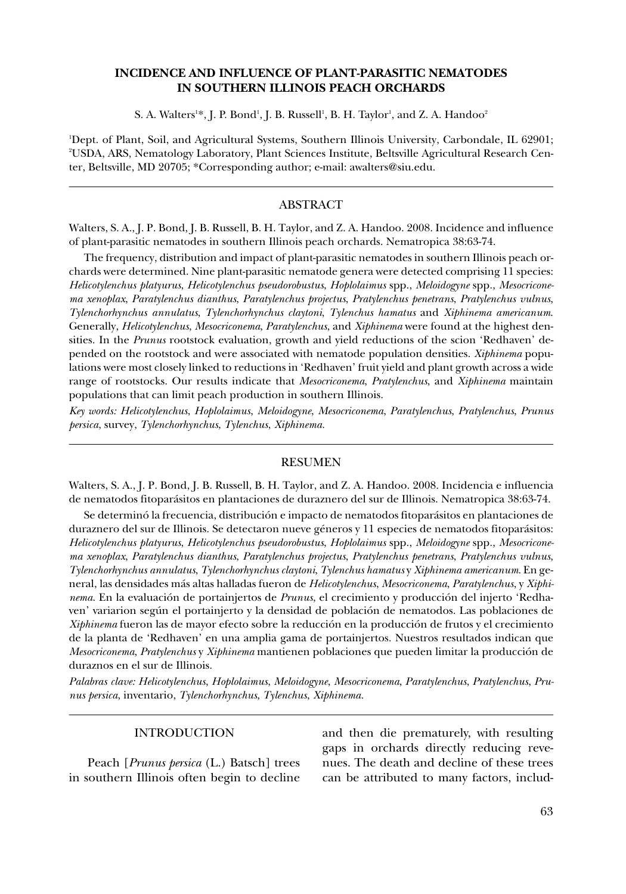# INCIDENCE AND INFLUENCE OF PLANT-PARASITIC NEMATODES IN SOUTHERN ILLINOIS PEACH ORCHARDS

S. A. Walters[1]*, J. P. Bond[1], J. B. Russell[1], B. H. Taylor[1], and Z. A. Handoo[2]

[1]Dept. of Plant, Soil, and Agricultural Systems, Southern Illinois University, Carbondale, IL 62901; [2]USDA, ARS, Nematology Laboratory, Plant Sciences Institute, Beltsville Agricultural Research Center, Beltsville, MD 20705; *Corresponding author; e-mail: awalters@siu.edu.

## ABSTRACT

Walters, S. A., J. P. Bond, J. B. Russell, B. H. Taylor, and Z. A. Handoo. 2008. Incidence and influence of plant-parasitic nematodes in southern Illinois peach orchards. Nematropica 38:63-74.

The frequency, distribution and impact of plant-parasitic nematodes in southern Illinois peach orchards were determined. Nine plant-parasitic nematode genera were detected comprising 11 species: *Helicotylenchus platyurus*, *Helicotylenchus pseudorobustus*, *Hoplolaimus* spp., *Meloidogyne* spp., *Mesocriconema xenoplax*, *Paratylenchus dianthus*, *Paratylenchus projectus*, *Pratylenchus penetrans*, *Pratylenchus vulnus*, *Tylenchorhynchus annulatus*, *Tylenchorhynchus claytoni*, *Tylenchus hamatus* and *Xiphinema americanum*. Generally, *Helicotylenchus*, *Mesocriconema*, *Paratylenchus*, and *Xiphinema* were found at the highest densities. In the *Prunus* rootstock evaluation, growth and yield reductions of the scion 'Redhaven' depended on the rootstock and were associated with nematode population densities. *Xiphinema* populations were most closely linked to reductions in 'Redhaven' fruit yield and plant growth across a wide range of rootstocks. Our results indicate that *Mesocriconema*, *Pratylenchus*, and *Xiphinema* maintain populations that can limit peach production in southern Illinois.

*Key words: Helicotylenchus*, *Hoplolaimus*, *Meloidogyne*, *Mesocriconema*, *Paratylenchus*, *Pratylenchus*, *Prunus persica*, survey, *Tylenchorhynchus*, *Tylenchus*, *Xiphinema*.

## RESUMEN

Walters, S. A., J. P. Bond, J. B. Russell, B. H. Taylor, and Z. A. Handoo. 2008. Incidencia e influencia de nematodos fitoparásitos en plantaciones de duraznero del sur de Illinois. Nematropica 38:63-74.

Se determinó la frecuencia, distribución e impacto de nematodos fitoparásitos en plantaciones de duraznero del sur de Illinois. Se detectaron nueve géneros y 11 especies de nematodos fitoparásitos: *Helicotylenchus platyurus*, *Helicotylenchus pseudorobustus*, *Hoplolaimus* spp., *Meloidogyne* spp., *Mesocriconema xenoplax*, *Paratylenchus dianthus*, *Paratylenchus projectus*, *Pratylenchus penetrans*, *Pratylenchus vulnus*, *Tylenchorhynchus annulatus*, *Tylenchorhynchus claytoni*, *Tylenchus hamatus* y *Xiphinema americanum*. En general, las densidades más altas halladas fueron de *Helicotylenchus*, *Mesocriconema*, *Paratylenchus*, y *Xiphinema*. En la evaluación de portainjertos de *Prunus*, el crecimiento y producción del injerto 'Redhaven' variarion según el portainjerto y la densidad de población de nematodos. Las poblaciones de *Xiphinema* fueron las de mayor efecto sobre la reducción en la producción de frutos y el crecimiento de la planta de 'Redhaven' en una amplia gama de portainjertos. Nuestros resultados indican que *Mesocriconema*, *Pratylenchus* y *Xiphinema* mantienen poblaciones que pueden limitar la producción de duraznos en el sur de Illinois.

*Palabras clave: Helicotylenchus*, *Hoplolaimus*, *Meloidogyne*, *Mesocriconema*, *Paratylenchus*, *Pratylenchus*, *Prunus persica*, inventario, *Tylenchorhynchus*, *Tylenchus*, *Xiphinema*.

## INTRODUCTION

Peach [*Prunus persica* (L.) Batsch] trees in southern Illinois often begin to decline and then die prematurely, with resulting gaps in orchards directly reducing revenues. The death and decline of these trees can be attributed to many factors, includ-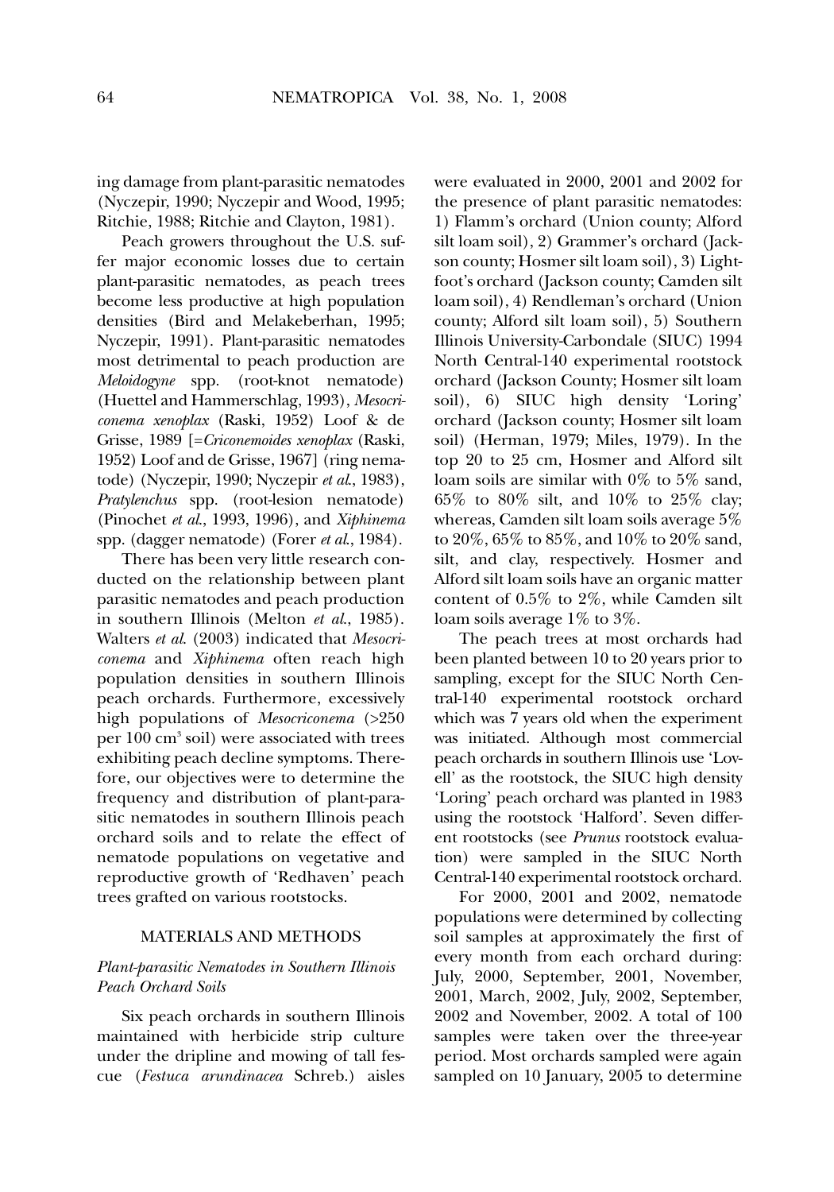ing damage from plant-parasitic nematodes (Nyczepir, 1990; Nyczepir and Wood, 1995; Ritchie, 1988; Ritchie and Clayton, 1981).

Peach growers throughout the U.S. suffer major economic losses due to certain plant-parasitic nematodes, as peach trees become less productive at high population densities (Bird and Melakeberhan, 1995; Nyczepir, 1991). Plant-parasitic nematodes most detrimental to peach production are *Meloidogyne* spp. (root-knot nematode) (Huettel and Hammerschlag, 1993), *Mesocriconema xenoplax* (Raski, 1952) Loof & de Grisse, 1989 [=*Criconemoides xenoplax* (Raski, 1952) Loof and de Grisse, 1967] (ring nematode) (Nyczepir, 1990; Nyczepir *et al.*, 1983), *Pratylenchus* spp. (root-lesion nematode) (Pinochet *et al.*, 1993, 1996), and *Xiphinema* spp. (dagger nematode) (Forer *et al.*, 1984).

There has been very little research conducted on the relationship between plant parasitic nematodes and peach production in southern Illinois (Melton *et al.*, 1985). Walters *et al.* (2003) indicated that *Mesocriconema* and *Xiphinema* often reach high population densities in southern Illinois peach orchards. Furthermore, excessively high populations of *Mesocriconema* (>250 per 100 $cm^3$ soil) were associated with trees exhibiting peach decline symptoms. Therefore, our objectives were to determine the frequency and distribution of plant-parasitic nematodes in southern Illinois peach orchard soils and to relate the effect of nematode populations on vegetative and reproductive growth of 'Redhaven' peach trees grafted on various rootstocks.

## MATERIALS AND METHODS

### *Plant-parasitic Nematodes in Southern Illinois Peach Orchard Soils*

Six peach orchards in southern Illinois maintained with herbicide strip culture under the dripline and mowing of tall fescue (*Festuca arundinacea* Schreb.) aisles were evaluated in 2000, 2001 and 2002 for the presence of plant parasitic nematodes: 1) Flamm's orchard (Union county; Alford silt loam soil), 2) Grammer's orchard (Jackson county; Hosmer silt loam soil), 3) Lightfoot's orchard (Jackson county; Camden silt loam soil), 4) Rendleman's orchard (Union county; Alford silt loam soil), 5) Southern Illinois University-Carbondale (SIUC) 1994 North Central-140 experimental rootstock orchard (Jackson County; Hosmer silt loam soil), 6) SIUC high density 'Loring' orchard (Jackson county; Hosmer silt loam soil) (Herman, 1979; Miles, 1979). In the top 20 to 25 cm, Hosmer and Alford silt loam soils are similar with 0% to 5% sand, 65% to 80% silt, and 10% to 25% clay; whereas, Camden silt loam soils average 5% to 20%, 65% to 85%, and 10% to 20% sand, silt, and clay, respectively. Hosmer and Alford silt loam soils have an organic matter content of 0.5% to 2%, while Camden silt loam soils average 1% to 3%.

The peach trees at most orchards had been planted between 10 to 20 years prior to sampling, except for the SIUC North Central-140 experimental rootstock orchard which was 7 years old when the experiment was initiated. Although most commercial peach orchards in southern Illinois use 'Lovell' as the rootstock, the SIUC high density 'Loring' peach orchard was planted in 1983 using the rootstock 'Halford'. Seven different rootstocks (see *Prunus* rootstock evaluation) were sampled in the SIUC North Central-140 experimental rootstock orchard.

For 2000, 2001 and 2002, nematode populations were determined by collecting soil samples at approximately the first of every month from each orchard during: July, 2000, September, 2001, November, 2001, March, 2002, July, 2002, September, 2002 and November, 2002. A total of 100 samples were taken over the three-year period. Most orchards sampled were again sampled on 10 January, 2005 to determine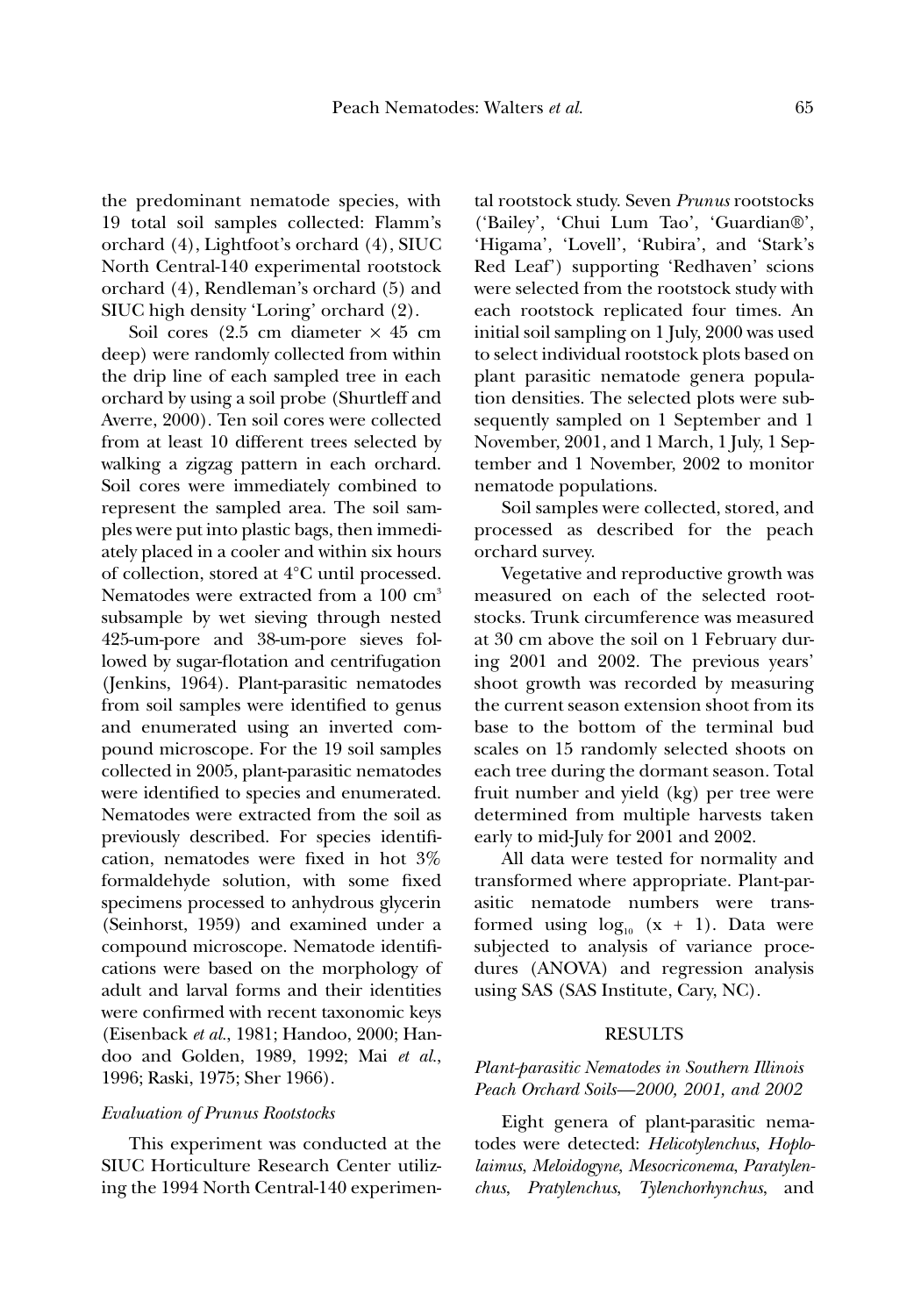the predominant nematode species, with 19 total soil samples collected: Flamm's orchard (4), Lightfoot's orchard (4), SIUC North Central-140 experimental rootstock orchard (4), Rendleman's orchard (5) and SIUC high density 'Loring' orchard (2).

Soil cores (2.5 cm diameter × 45 cm deep) were randomly collected from within the drip line of each sampled tree in each orchard by using a soil probe (Shurtleff and Averre, 2000). Ten soil cores were collected from at least 10 different trees selected by walking a zigzag pattern in each orchard. Soil cores were immediately combined to represent the sampled area. The soil samples were put into plastic bags, then immediately placed in a cooler and within six hours of collection, stored at 4°C until processed. Nematodes were extracted from a 100 $cm^3$ subsample by wet sieving through nested 425-um-pore and 38-um-pore sieves followed by sugar-flotation and centrifugation (Jenkins, 1964). Plant-parasitic nematodes from soil samples were identified to genus and enumerated using an inverted compound microscope. For the 19 soil samples collected in 2005, plant-parasitic nematodes were identified to species and enumerated. Nematodes were extracted from the soil as previously described. For species identification, nematodes were fixed in hot 3% formaldehyde solution, with some fixed specimens processed to anhydrous glycerin (Seinhorst, 1959) and examined under a compound microscope. Nematode identifications were based on the morphology of adult and larval forms and their identities were confirmed with recent taxonomic keys (Eisenback *et al.*, 1981; Handoo, 2000; Handoo and Golden, 1989, 1992; Mai *et al.*, 1996; Raski, 1975; Sher 1966).

### *Evaluation of Prunus Rootstocks*

This experiment was conducted at the SIUC Horticulture Research Center utilizing the 1994 North Central-140 experimental rootstock study. Seven *Prunus* rootstocks ('Bailey', 'Chui Lum Tao', 'Guardian®', 'Higama', 'Lovell', 'Rubira', and 'Stark's Red Leaf') supporting 'Redhaven' scions were selected from the rootstock study with each rootstock replicated four times. An initial soil sampling on 1 July, 2000 was used to select individual rootstock plots based on plant parasitic nematode genera population densities. The selected plots were subsequently sampled on 1 September and 1 November, 2001, and 1 March, 1 July, 1 September and 1 November, 2002 to monitor nematode populations.

Soil samples were collected, stored, and processed as described for the peach orchard survey.

Vegetative and reproductive growth was measured on each of the selected rootstocks. Trunk circumference was measured at 30 cm above the soil on 1 February during 2001 and 2002. The previous years' shoot growth was recorded by measuring the current season extension shoot from its base to the bottom of the terminal bud scales on 15 randomly selected shoots on each tree during the dormant season. Total fruit number and yield (kg) per tree were determined from multiple harvests taken early to mid-July for 2001 and 2002.

All data were tested for normality and transformed where appropriate. Plant-parasitic nematode numbers were transformed using $\log_{10}$ (x + 1). Data were subjected to analysis of variance procedures (ANOVA) and regression analysis using SAS (SAS Institute, Cary, NC).

## RESULTS

### *Plant-parasitic Nematodes in Southern Illinois Peach Orchard Soils—2000, 2001, and 2002*

Eight genera of plant-parasitic nematodes were detected: *Helicotylenchus*, *Hoplolaimus*, *Meloidogyne*, *Mesocriconema*, *Paratylenchus*, *Pratylenchus*, *Tylenchorhynchus*, and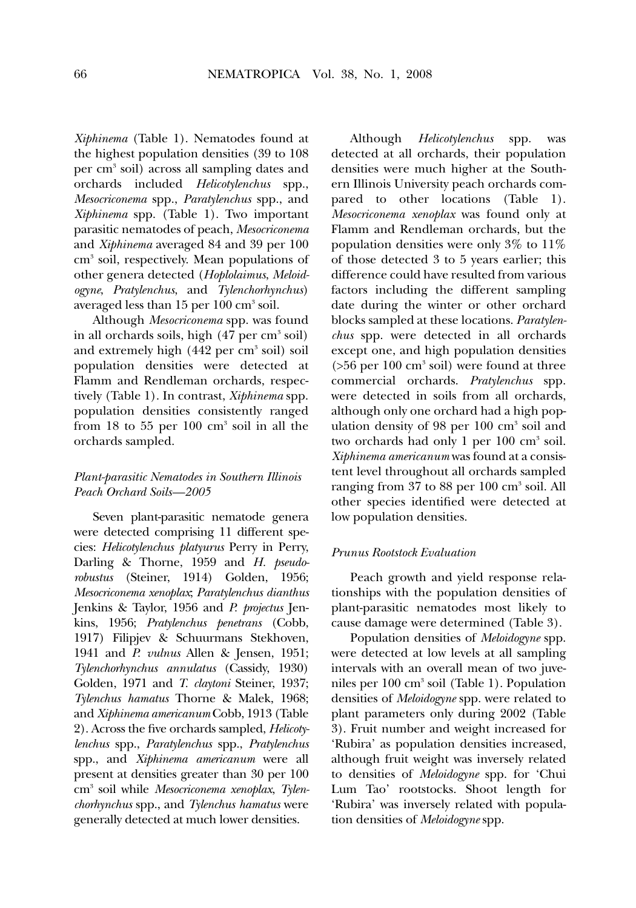*Xiphinema* (Table 1). Nematodes found at the highest population densities (39 to 108 per $cm^3$ soil) across all sampling dates and orchards included *Helicotylenchus* spp., *Mesocriconema* spp., *Paratylenchus* spp., and *Xiphinema* spp. (Table 1). Two important parasitic nematodes of peach, *Mesocriconema* and *Xiphinema* averaged 84 and 39 per 100 $cm^3$ soil, respectively. Mean populations of other genera detected (*Hoplolaimus*, *Meloidogyne*, *Pratylenchus*, and *Tylenchorhynchus*) averaged less than 15 per 100 $cm^3$ soil.

Although *Mesocriconema* spp. was found in all orchards soils, high (47 per $cm^3$ soil) and extremely high (442 per $cm^3$ soil) soil population densities were detected at Flamm and Rendleman orchards, respectively (Table 1). In contrast, *Xiphinema* spp. population densities consistently ranged from 18 to 55 per 100 $cm^3$ soil in all the orchards sampled.

### *Plant-parasitic Nematodes in Southern Illinois Peach Orchard Soils—2005*

Seven plant-parasitic nematode genera were detected comprising 11 different species: *Helicotylenchus platyurus* Perry in Perry, Darling & Thorne, 1959 and *H. pseudorobustus* (Steiner, 1914) Golden, 1956; *Mesocriconema xenoplax*; *Paratylenchus dianthus* Jenkins & Taylor, 1956 and *P. projectus* Jenkins, 1956; *Pratylenchus penetrans* (Cobb, 1917) Filipjev & Schuurmans Stekhoven, 1941 and *P. vulnus* Allen & Jensen, 1951; *Tylenchorhynchus annulatus* (Cassidy, 1930) Golden, 1971 and *T. claytoni* Steiner, 1937; *Tylenchus hamatus* Thorne & Malek, 1968; and *Xiphinema americanum* Cobb, 1913 (Table 2). Across the five orchards sampled, *Helicotylenchus* spp., *Paratylenchus* spp., *Pratylenchus* spp., and *Xiphinema americanum* were all present at densities greater than 30 per 100 $cm^3$ soil while *Mesocriconema xenoplax*, *Tylenchorhynchus* spp., and *Tylenchus hamatus* were generally detected at much lower densities.

Although *Helicotylenchus* spp. was detected at all orchards, their population densities were much higher at the Southern Illinois University peach orchards compared to other locations (Table 1). *Mesocriconema xenoplax* was found only at Flamm and Rendleman orchards, but the population densities were only 3% to 11% of those detected 3 to 5 years earlier; this difference could have resulted from various factors including the different sampling date during the winter or other orchard blocks sampled at these locations. *Paratylenchus* spp. were detected in all orchards except one, and high population densities (>56 per 100 $cm^3$ soil) were found at three commercial orchards. *Pratylenchus* spp. were detected in soils from all orchards, although only one orchard had a high population density of 98 per 100 $cm^3$ soil and two orchards had only 1 per 100 $cm^3$ soil. *Xiphinema americanum* was found at a consistent level throughout all orchards sampled ranging from 37 to 88 per 100 $cm^3$ soil. All other species identified were detected at low population densities.

### *Prunus Rootstock Evaluation*

Peach growth and yield response relationships with the population densities of plant-parasitic nematodes most likely to cause damage were determined (Table 3).

Population densities of *Meloidogyne* spp. were detected at low levels at all sampling intervals with an overall mean of two juveniles per 100 $cm^3$ soil (Table 1). Population densities of *Meloidogyne* spp. were related to plant parameters only during 2002 (Table 3). Fruit number and weight increased for 'Rubira' as population densities increased, although fruit weight was inversely related to densities of *Meloidogyne* spp. for 'Chui Lum Tao' rootstocks. Shoot length for 'Rubira' was inversely related with population densities of *Meloidogyne* spp.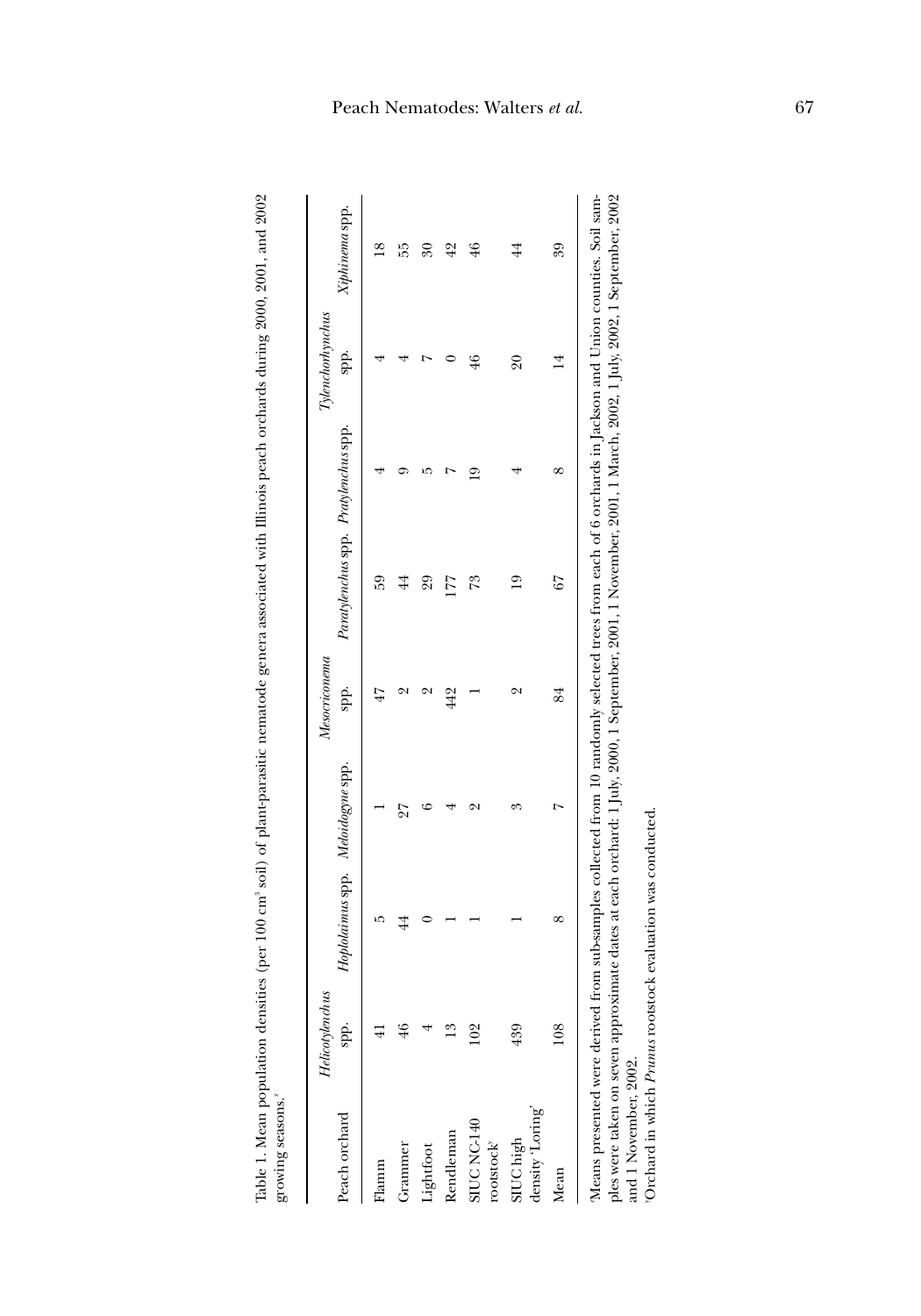Table 1. Mean population densities (per 100 $cm^3$ soil) of plant-parasitic nematode genera associated with Illinois peach orchards during 2000, 2001, and 2002 growing seasons.[z]

| Peach orchard | *Helicotylenchus* spp. | *Hoplolaimus* spp. | *Meloidogyne* spp. | *Mesocriconema* spp. | *Paratylenchus* spp. | *Pratylenchus* spp. | *Tylenchorhynchus* spp. | *Xiphinema* spp. |
|---|---|---|---|---|---|---|---|---|
| Flamm | 41 | 5 | 1 | 47 | 59 | 4 | 4 | 18 |
| Grammer | 46 | 44 | 27 | 2 | 44 | 9 | 4 | 55 |
| Lightfoot | 4 | 0 | 6 | 2 | 29 | 5 | 7 | 30 |
| Rendleman | 13 | 1 | 4 | 442 | 177 | 7 | 0 | 42 |
| SIUC NC-140 rootstock[y] | 102 | 1 | 2 | 1 | 73 | 19 | 46 | 46 |
| SIUC high density 'Loring' | 439 | 1 | 3 | 2 | 19 | 4 | 20 | 44 |
| Mean | 108 | 8 | 7 | 84 | 67 | 8 | 14 | 39 |

[z]Means presented were derived from sub-samples collected from 10 randomly selected trees from each of 6 orchards in Jackson and Union counties. Soil samples were taken on seven approximate dates at each orchard: 1 July, 2000, 1 September, 2001, 1 November, 2001, 1 March, 2002, 1 July, 2002, 1 September, 2002 and 1 November, 2002.

[y]Orchard in which *Prunus* rootstock evaluation was conducted.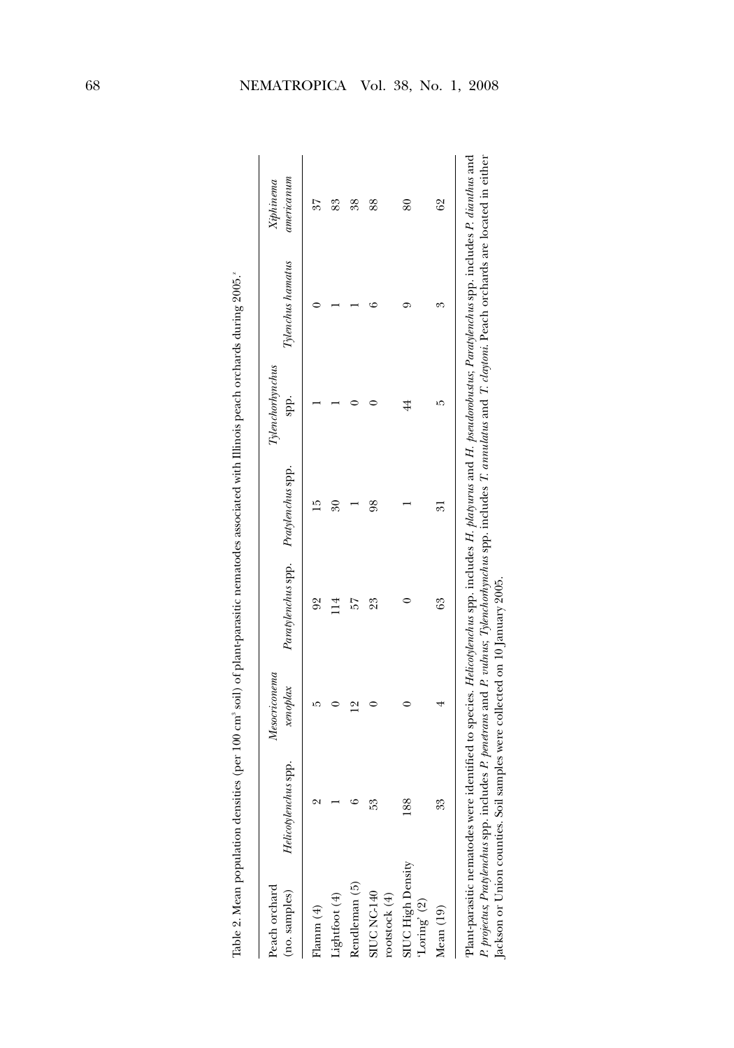Table 2. Mean population densities (per 100 cm$^3$ soil) of plant-parasitic nematodes associated with Illinois peach orchards during 2005.[z]

| Peach orchard (no. samples) | *Helicotylenchus* spp. | *Mesocriconema xenoplax* | *Paratylenchus* spp. | *Pratylenchus* spp. | *Tylenchorhynchus* spp. | *Tylenchus hamatus* | *Xiphinema americanum* |
|---|---|---|---|---|---|---|---|
| Flamm (4) | 2 | 5 | 92 | 15 | 1 | 0 | 37 |
| Lightfoot (4) | 1 | 0 | 114 | 30 | 1 | 1 | 83 |
| Rendleman (5) | 6 | 12 | 57 | 1 | 0 | 1 | 38 |
| SIUC NC-140 rootstock (4) | 53 | 0 | 23 | 98 | 0 | 6 | 88 |
| SIUC High Density 'Loring' (2) | 188 | 0 | 0 | 1 | 44 | 9 | 80 |
| Mean (19) | 33 | 4 | 63 | 31 | 5 | 3 | 62 |

[z]Plant-parasitic nematodes were identified to species. *Helicotylenchus* spp. includes *H. platyurus* and *H. pseudorobustus*; *Paratylenchus* spp. includes *P. dianthus* and *P. projectus*; *Pratylenchus* spp. includes *P. penetrans* and *P. vulnus*; *Tylenchorhynchus* spp. includes *T. annulatus* and *T. claytoni*. Peach orchards are located in either Jackson or Union counties. Soil samples were collected on 10 January 2005.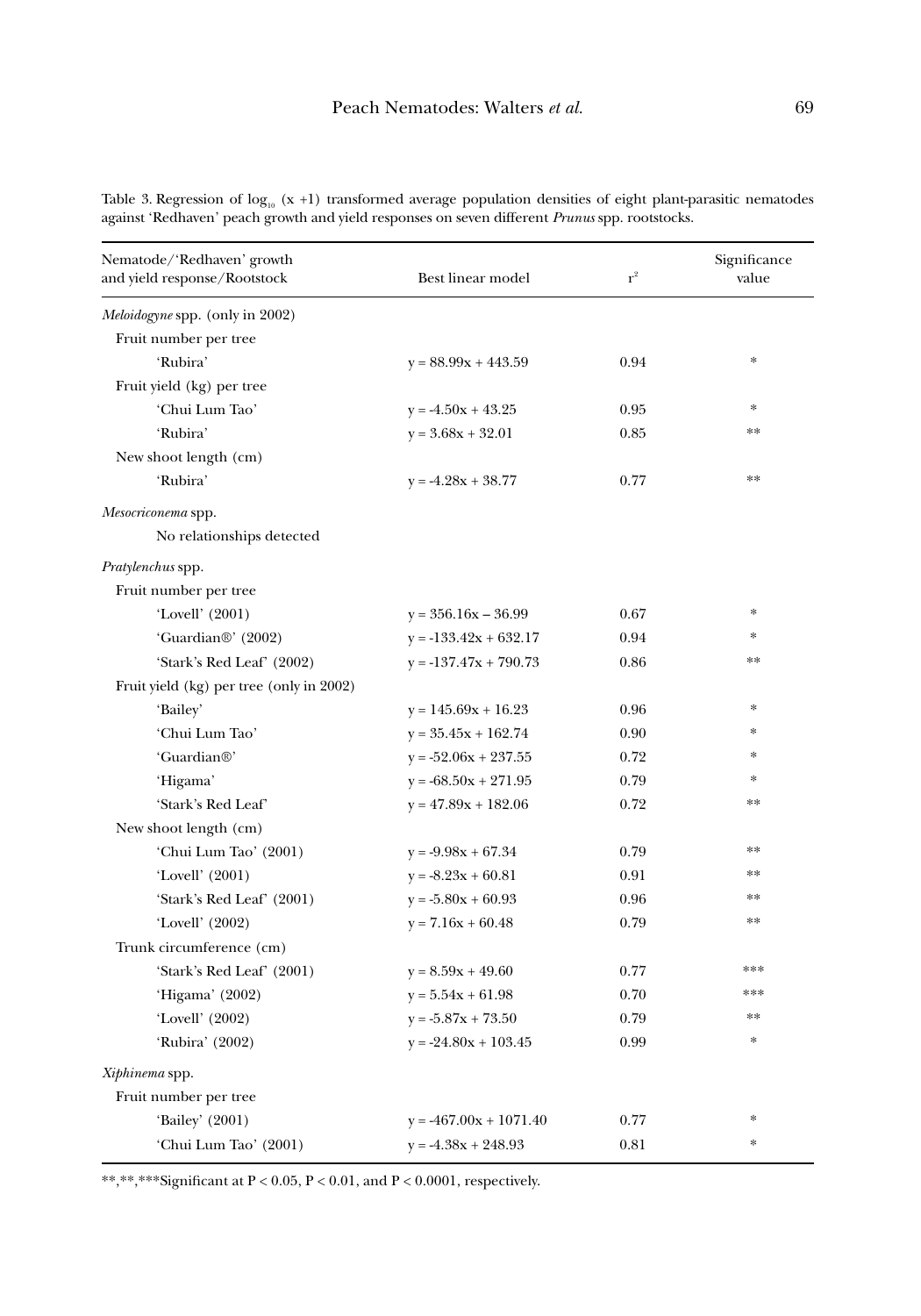Table 3. Regression of $\log_{10}$ (x +1) transformed average population densities of eight plant-parasitic nematodes against 'Redhaven' peach growth and yield responses on seven different *Prunus* spp. rootstocks.

| Nematode/'Redhaven' growth and yield response/Rootstock | Best linear model | $r^2$ | Significance value |
|---|---|---|---|
| *Meloidogyne* spp. (only in 2002) | | | |
| Fruit number per tree | | | |
| 'Rubira' | y = 88.99x + 443.59 | 0.94 | * |
| Fruit yield (kg) per tree | | | |
| 'Chui Lum Tao' | y = -4.50x + 43.25 | 0.95 | * |
| 'Rubira' | y = 3.68x + 32.01 | 0.85 | ** |
| New shoot length (cm) | | | |
| 'Rubira' | y = -4.28x + 38.77 | 0.77 | ** |
| *Mesocriconema* spp. | | | |
| No relationships detected | | | |
| *Pratylenchus* spp. | | | |
| Fruit number per tree | | | |
| 'Lovell' (2001) | y = 356.16x – 36.99 | 0.67 | * |
| 'Guardian®' (2002) | y = -133.42x + 632.17 | 0.94 | * |
| 'Stark's Red Leaf' (2002) | y = -137.47x + 790.73 | 0.86 | ** |
| Fruit yield (kg) per tree (only in 2002) | | | |
| 'Bailey' | y = 145.69x + 16.23 | 0.96 | * |
| 'Chui Lum Tao' | y = 35.45x + 162.74 | 0.90 | * |
| 'Guardian®' | y = -52.06x + 237.55 | 0.72 | * |
| 'Higama' | y = -68.50x + 271.95 | 0.79 | * |
| 'Stark's Red Leaf' | y = 47.89x + 182.06 | 0.72 | ** |
| New shoot length (cm) | | | |
| 'Chui Lum Tao' (2001) | y = -9.98x + 67.34 | 0.79 | ** |
| 'Lovell' (2001) | y = -8.23x + 60.81 | 0.91 | ** |
| 'Stark's Red Leaf' (2001) | y = -5.80x + 60.93 | 0.96 | ** |
| 'Lovell' (2002) | y = 7.16x + 60.48 | 0.79 | ** |
| Trunk circumference (cm) | | | |
| 'Stark's Red Leaf' (2001) | y = 8.59x + 49.60 | 0.77 | *** |
| 'Higama' (2002) | y = 5.54x + 61.98 | 0.70 | *** |
| 'Lovell' (2002) | y = -5.87x + 73.50 | 0.79 | ** |
| 'Rubira' (2002) | y = -24.80x + 103.45 | 0.99 | * |
| *Xiphinema* spp. | | | |
| Fruit number per tree | | | |
| 'Bailey' (2001) | y = -467.00x + 1071.40 | 0.77 | * |
| 'Chui Lum Tao' (2001) | y = -4.38x + 248.93 | 0.81 | * |

**,**,***Significant at $P < 0.05$, $P < 0.01$, and $P < 0.0001$, respectively.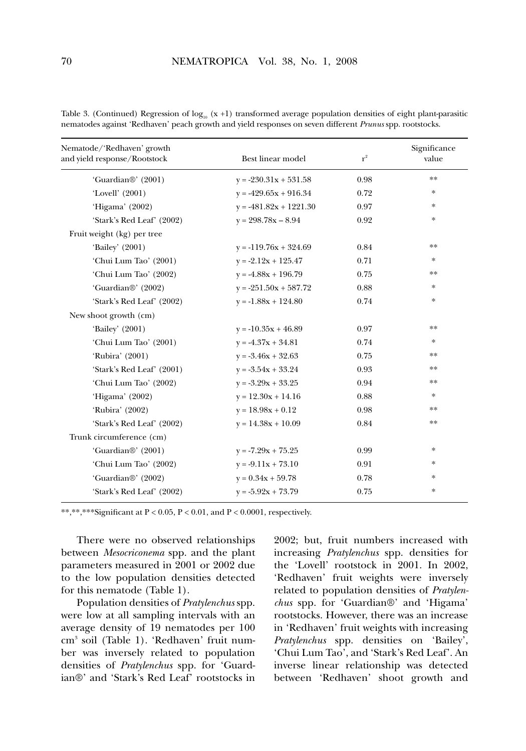Table 3. (Continued) Regression of $\log_{10}$ (x +1) transformed average population densities of eight plant-parasitic nematodes against 'Redhaven' peach growth and yield responses on seven different *Prunus* spp. rootstocks.

| Nematode/'Redhaven' growth and yield response/Rootstock | Best linear model | $r^2$ | Significance value |
|---|---|---|---|
| 'Guardian®' (2001) | y = -230.31x + 531.58 | 0.98 | ** |
| 'Lovell' (2001) | y = -429.65x + 916.34 | 0.72 | * |
| 'Higama' (2002) | y = -481.82x + 1221.30 | 0.97 | * |
| 'Stark's Red Leaf' (2002) | y = 298.78x – 8.94 | 0.92 | * |
| Fruit weight (kg) per tree | | | |
| 'Bailey' (2001) | y = -119.76x + 324.69 | 0.84 | ** |
| 'Chui Lum Tao' (2001) | y = -2.12x + 125.47 | 0.71 | * |
| 'Chui Lum Tao' (2002) | y = -4.88x + 196.79 | 0.75 | ** |
| 'Guardian®' (2002) | y = -251.50x + 587.72 | 0.88 | * |
| 'Stark's Red Leaf' (2002) | y = -1.88x + 124.80 | 0.74 | * |
| New shoot growth (cm) | | | |
| 'Bailey' (2001) | y = -10.35x + 46.89 | 0.97 | ** |
| 'Chui Lum Tao' (2001) | y = -4.37x + 34.81 | 0.74 | * |
| 'Rubira' (2001) | y = -3.46x + 32.63 | 0.75 | ** |
| 'Stark's Red Leaf' (2001) | y = -3.54x + 33.24 | 0.93 | ** |
| 'Chui Lum Tao' (2002) | y = -3.29x + 33.25 | 0.94 | ** |
| 'Higama' (2002) | y = 12.30x + 14.16 | 0.88 | * |
| 'Rubira' (2002) | y = 18.98x + 0.12 | 0.98 | ** |
| 'Stark's Red Leaf' (2002) | y = 14.38x + 10.09 | 0.84 | ** |
| Trunk circumference (cm) | | | |
| 'Guardian®' (2001) | y = -7.29x + 75.25 | 0.99 | * |
| 'Chui Lum Tao' (2002) | y = -9.11x + 73.10 | 0.91 | * |
| 'Guardian®' (2002) | y = 0.34x + 59.78 | 0.78 | * |
| 'Stark's Red Leaf' (2002) | y = -5.92x + 73.79 | 0.75 | * |

**,**,***Significant at $P < 0.05$, $P < 0.01$, and $P < 0.0001$, respectively.

There were no observed relationships between *Mesocriconema* spp. and the plant parameters measured in 2001 or 2002 due to the low population densities detected for this nematode (Table 1).

Population densities of *Pratylenchus* spp. were low at all sampling intervals with an average density of 19 nematodes per 100 $cm^3$ soil (Table 1). 'Redhaven' fruit number was inversely related to population densities of *Pratylenchus* spp. for 'Guardian®' and 'Stark's Red Leaf' rootstocks in 2002; but, fruit numbers increased with increasing *Pratylenchus* spp. densities for the 'Lovell' rootstock in 2001. In 2002, 'Redhaven' fruit weights were inversely related to population densities of *Pratylenchus* spp. for 'Guardian®' and 'Higama' rootstocks. However, there was an increase in 'Redhaven' fruit weights with increasing *Pratylenchus* spp. densities on 'Bailey', 'Chui Lum Tao', and 'Stark's Red Leaf'. An inverse linear relationship was detected between 'Redhaven' shoot growth and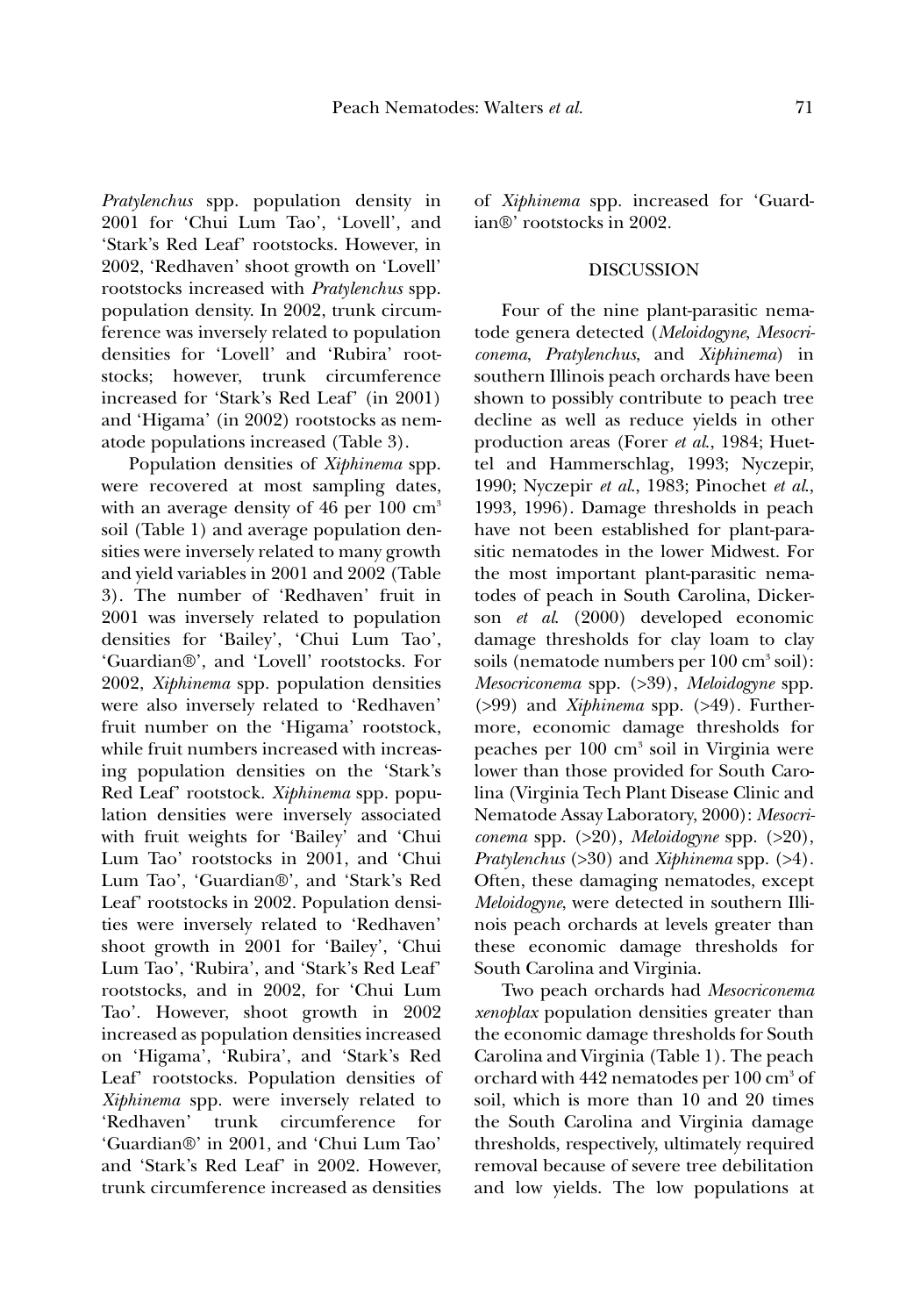*Pratylenchus* spp. population density in 2001 for 'Chui Lum Tao', 'Lovell', and 'Stark's Red Leaf' rootstocks. However, in 2002, 'Redhaven' shoot growth on 'Lovell' rootstocks increased with *Pratylenchus* spp. population density. In 2002, trunk circumference was inversely related to population densities for 'Lovell' and 'Rubira' rootstocks; however, trunk circumference increased for 'Stark's Red Leaf' (in 2001) and 'Higama' (in 2002) rootstocks as nematode populations increased (Table 3).

Population densities of *Xiphinema* spp. were recovered at most sampling dates, with an average density of 46 per 100 cm$^3$ soil (Table 1) and average population densities were inversely related to many growth and yield variables in 2001 and 2002 (Table 3). The number of 'Redhaven' fruit in 2001 was inversely related to population densities for 'Bailey', 'Chui Lum Tao', 'Guardian®', and 'Lovell' rootstocks. For 2002, *Xiphinema* spp. population densities were also inversely related to 'Redhaven' fruit number on the 'Higama' rootstock, while fruit numbers increased with increasing population densities on the 'Stark's Red Leaf' rootstock. *Xiphinema* spp. population densities were inversely associated with fruit weights for 'Bailey' and 'Chui Lum Tao' rootstocks in 2001, and 'Chui Lum Tao', 'Guardian®', and 'Stark's Red Leaf' rootstocks in 2002. Population densities were inversely related to 'Redhaven' shoot growth in 2001 for 'Bailey', 'Chui Lum Tao', 'Rubira', and 'Stark's Red Leaf' rootstocks, and in 2002, for 'Chui Lum Tao'. However, shoot growth in 2002 increased as population densities increased on 'Higama', 'Rubira', and 'Stark's Red Leaf' rootstocks. Population densities of *Xiphinema* spp. were inversely related to 'Redhaven' trunk circumference for 'Guardian®' in 2001, and 'Chui Lum Tao' and 'Stark's Red Leaf' in 2002. However, trunk circumference increased as densities of *Xiphinema* spp. increased for 'Guardian®' rootstocks in 2002.

## DISCUSSION

Four of the nine plant-parasitic nematode genera detected (*Meloidogyne*, *Mesocriconema*, *Pratylenchus*, and *Xiphinema*) in southern Illinois peach orchards have been shown to possibly contribute to peach tree decline as well as reduce yields in other production areas (Forer *et al.*, 1984; Huettel and Hammerschlag, 1993; Nyczepir, 1990; Nyczepir *et al.*, 1983; Pinochet *et al.*, 1993, 1996). Damage thresholds in peach have not been established for plant-parasitic nematodes in the lower Midwest. For the most important plant-parasitic nematodes of peach in South Carolina, Dickerson *et al.* (2000) developed economic damage thresholds for clay loam to clay soils (nematode numbers per 100 cm$^3$ soil): *Mesocriconema* spp. (>39), *Meloidogyne* spp. (>99) and *Xiphinema* spp. (>49). Furthermore, economic damage thresholds for peaches per 100 cm$^3$ soil in Virginia were lower than those provided for South Carolina (Virginia Tech Plant Disease Clinic and Nematode Assay Laboratory, 2000): *Mesocriconema* spp. (>20), *Meloidogyne* spp. (>20), *Pratylenchus* (>30) and *Xiphinema* spp. (>4). Often, these damaging nematodes, except *Meloidogyne*, were detected in southern Illinois peach orchards at levels greater than these economic damage thresholds for South Carolina and Virginia.

Two peach orchards had *Mesocriconema xenoplax* population densities greater than the economic damage thresholds for South Carolina and Virginia (Table 1). The peach orchard with 442 nematodes per 100 cm$^3$ of soil, which is more than 10 and 20 times the South Carolina and Virginia damage thresholds, respectively, ultimately required removal because of severe tree debilitation and low yields. The low populations at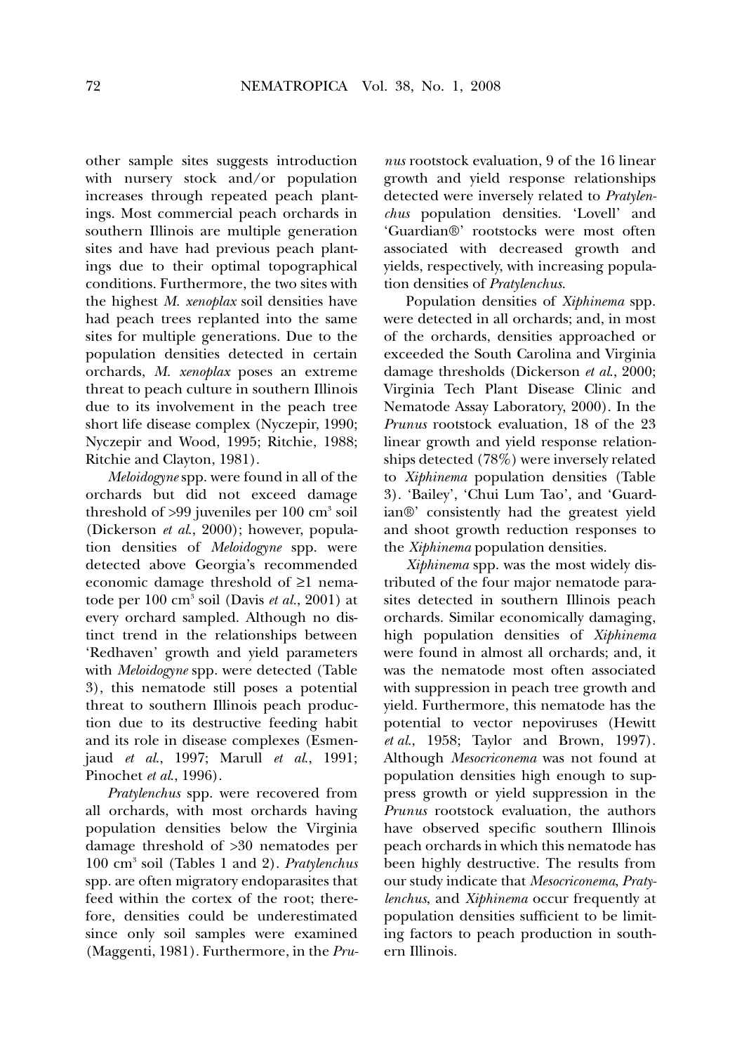other sample sites suggests introduction with nursery stock and/or population increases through repeated peach plantings. Most commercial peach orchards in southern Illinois are multiple generation sites and have had previous peach plantings due to their optimal topographical conditions. Furthermore, the two sites with the highest *M. xenoplax* soil densities have had peach trees replanted into the same sites for multiple generations. Due to the population densities detected in certain orchards, *M. xenoplax* poses an extreme threat to peach culture in southern Illinois due to its involvement in the peach tree short life disease complex (Nyczepir, 1990; Nyczepir and Wood, 1995; Ritchie, 1988; Ritchie and Clayton, 1981).

*Meloidogyne* spp. were found in all of the orchards but did not exceed damage threshold of >99 juveniles per 100 $cm^3$ soil (Dickerson *et al.*, 2000); however, population densities of *Meloidogyne* spp. were detected above Georgia's recommended economic damage threshold of ≥1 nematode per 100 $cm^3$ soil (Davis *et al.*, 2001) at every orchard sampled. Although no distinct trend in the relationships between 'Redhaven' growth and yield parameters with *Meloidogyne* spp. were detected (Table 3), this nematode still poses a potential threat to southern Illinois peach production due to its destructive feeding habit and its role in disease complexes (Esmenjaud *et al.*, 1997; Marull *et al.*, 1991; Pinochet *et al.*, 1996).

*Pratylenchus* spp. were recovered from all orchards, with most orchards having population densities below the Virginia damage threshold of >30 nematodes per 100 $cm^3$ soil (Tables 1 and 2). *Pratylenchus* spp. are often migratory endoparasites that feed within the cortex of the root; therefore, densities could be underestimated since only soil samples were examined (Maggenti, 1981). Furthermore, in the *Prunus* rootstock evaluation, 9 of the 16 linear growth and yield response relationships detected were inversely related to *Pratylenchus* population densities. 'Lovell' and 'Guardian®' rootstocks were most often associated with decreased growth and yields, respectively, with increasing population densities of *Pratylenchus*.

Population densities of *Xiphinema* spp. were detected in all orchards; and, in most of the orchards, densities approached or exceeded the South Carolina and Virginia damage thresholds (Dickerson *et al.*, 2000; Virginia Tech Plant Disease Clinic and Nematode Assay Laboratory, 2000). In the *Prunus* rootstock evaluation, 18 of the 23 linear growth and yield response relationships detected (78%) were inversely related to *Xiphinema* population densities (Table 3). 'Bailey', 'Chui Lum Tao', and 'Guardian®' consistently had the greatest yield and shoot growth reduction responses to the *Xiphinema* population densities.

*Xiphinema* spp. was the most widely distributed of the four major nematode parasites detected in southern Illinois peach orchards. Similar economically damaging, high population densities of *Xiphinema* were found in almost all orchards; and, it was the nematode most often associated with suppression in peach tree growth and yield. Furthermore, this nematode has the potential to vector nepoviruses (Hewitt *et al.*, 1958; Taylor and Brown, 1997). Although *Mesocriconema* was not found at population densities high enough to suppress growth or yield suppression in the *Prunus* rootstock evaluation, the authors have observed specific southern Illinois peach orchards in which this nematode has been highly destructive. The results from our study indicate that *Mesocriconema*, *Pratylenchus*, and *Xiphinema* occur frequently at population densities sufficient to be limiting factors to peach production in southern Illinois.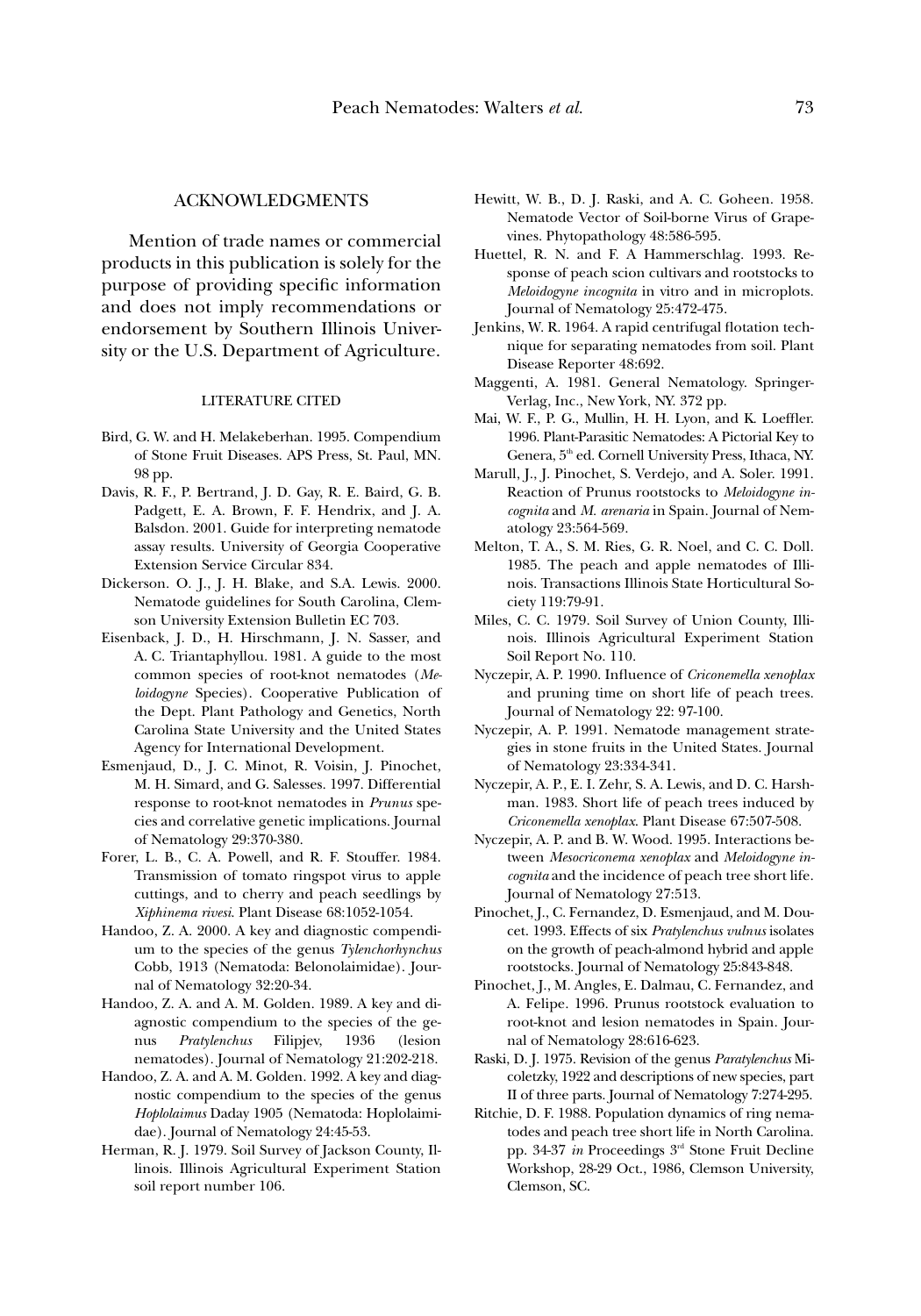## ACKNOWLEDGMENTS

Mention of trade names or commercial products in this publication is solely for the purpose of providing specific information and does not imply recommendations or endorsement by Southern Illinois University or the U.S. Department of Agriculture.

### LITERATURE CITED

Bird, G. W. and H. Melakeberhan. 1995. Compendium of Stone Fruit Diseases. APS Press, St. Paul, MN. 98 pp.

Davis, R. F., P. Bertrand, J. D. Gay, R. E. Baird, G. B. Padgett, E. A. Brown, F. F. Hendrix, and J. A. Balsdon. 2001. Guide for interpreting nematode assay results. University of Georgia Cooperative Extension Service Circular 834.

Dickerson. O. J., J. H. Blake, and S.A. Lewis. 2000. Nematode guidelines for South Carolina, Clemson University Extension Bulletin EC 703.

Eisenback, J. D., H. Hirschmann, J. N. Sasser, and A. C. Triantaphyllou. 1981. A guide to the most common species of root-knot nematodes (*Meloidogyne* Species). Cooperative Publication of the Dept. Plant Pathology and Genetics, North Carolina State University and the United States Agency for International Development.

Esmenjaud, D., J. C. Minot, R. Voisin, J. Pinochet, M. H. Simard, and G. Salesses. 1997. Differential response to root-knot nematodes in *Prunus* species and correlative genetic implications. Journal of Nematology 29:370-380.

Forer, L. B., C. A. Powell, and R. F. Stouffer. 1984. Transmission of tomato ringspot virus to apple cuttings, and to cherry and peach seedlings by *Xiphinema rivesi*. Plant Disease 68:1052-1054.

Handoo, Z. A. 2000. A key and diagnostic compendium to the species of the genus *Tylenchorhynchus* Cobb, 1913 (Nematoda: Belonolaimidae). Journal of Nematology 32:20-34.

Handoo, Z. A. and A. M. Golden. 1989. A key and diagnostic compendium to the species of the genus *Pratylenchus* Filipjev, 1936 (lesion nematodes). Journal of Nematology 21:202-218.

Handoo, Z. A. and A. M. Golden. 1992. A key and diagnostic compendium to the species of the genus *Hoplolaimus* Daday 1905 (Nematoda: Hoplolaimidae). Journal of Nematology 24:45-53.

Herman, R. J. 1979. Soil Survey of Jackson County, Illinois. Illinois Agricultural Experiment Station soil report number 106.

Hewitt, W. B., D. J. Raski, and A. C. Goheen. 1958. Nematode Vector of Soil-borne Virus of Grapevines. Phytopathology 48:586-595.

Huettel, R. N. and F. A Hammerschlag. 1993. Response of peach scion cultivars and rootstocks to *Meloidogyne incognita* in vitro and in microplots. Journal of Nematology 25:472-475.

Jenkins, W. R. 1964. A rapid centrifugal flotation technique for separating nematodes from soil. Plant Disease Reporter 48:692.

Maggenti, A. 1981. General Nematology. Springer-Verlag, Inc., New York, NY. 372 pp.

Mai, W. F., P. G., Mullin, H. H. Lyon, and K. Loeffler. 1996. Plant-Parasitic Nematodes: A Pictorial Key to Genera, 5th ed. Cornell University Press, Ithaca, NY.

Marull, J., J. Pinochet, S. Verdejo, and A. Soler. 1991. Reaction of Prunus rootstocks to *Meloidogyne incognita* and *M. arenaria* in Spain. Journal of Nematology 23:564-569.

Melton, T. A., S. M. Ries, G. R. Noel, and C. C. Doll. 1985. The peach and apple nematodes of Illinois. Transactions Illinois State Horticultural Society 119:79-91.

Miles, C. C. 1979. Soil Survey of Union County, Illinois. Illinois Agricultural Experiment Station Soil Report No. 110.

Nyczepir, A. P. 1990. Influence of *Criconemella xenoplax* and pruning time on short life of peach trees. Journal of Nematology 22: 97-100.

Nyczepir, A. P. 1991. Nematode management strategies in stone fruits in the United States. Journal of Nematology 23:334-341.

Nyczepir, A. P., E. I. Zehr, S. A. Lewis, and D. C. Harshman. 1983. Short life of peach trees induced by *Criconemella xenoplax*. Plant Disease 67:507-508.

Nyczepir, A. P. and B. W. Wood. 1995. Interactions between *Mesocriconema xenoplax* and *Meloidogyne incognita* and the incidence of peach tree short life. Journal of Nematology 27:513.

Pinochet, J., C. Fernandez, D. Esmenjaud, and M. Doucet. 1993. Effects of six *Pratylenchus vulnus* isolates on the growth of peach-almond hybrid and apple rootstocks. Journal of Nematology 25:843-848.

Pinochet, J., M. Angles, E. Dalmau, C. Fernandez, and A. Felipe. 1996. Prunus rootstock evaluation to root-knot and lesion nematodes in Spain. Journal of Nematology 28:616-623.

Raski, D. J. 1975. Revision of the genus *Paratylenchus* Micoletzky, 1922 and descriptions of new species, part II of three parts. Journal of Nematology 7:274-295.

Ritchie, D. F. 1988. Population dynamics of ring nematodes and peach tree short life in North Carolina. pp. 34-37 *in* Proceedings 3rd Stone Fruit Decline Workshop, 28-29 Oct., 1986, Clemson University, Clemson, SC.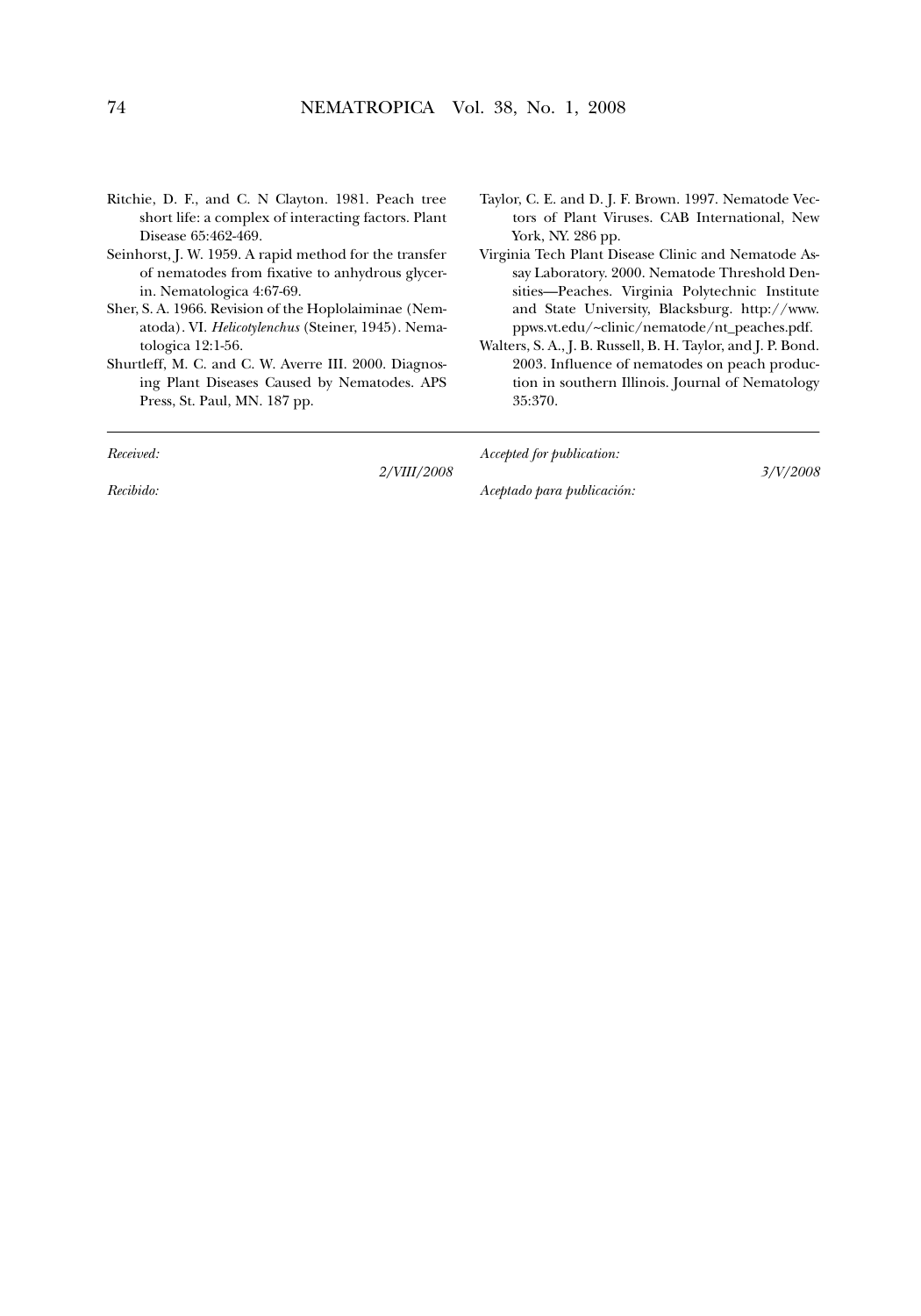Ritchie, D. F., and C. N Clayton. 1981. Peach tree short life: a complex of interacting factors. Plant Disease 65:462-469.

Seinhorst, J. W. 1959. A rapid method for the transfer of nematodes from fixative to anhydrous glycerin. Nematologica 4:67-69.

Sher, S. A. 1966. Revision of the Hoplolaiminae (Nematoda). VI. *Helicotylenchus* (Steiner, 1945). Nematologica 12:1-56.

Shurtleff, M. C. and C. W. Averre III. 2000. Diagnosing Plant Diseases Caused by Nematodes. APS Press, St. Paul, MN. 187 pp.

Taylor, C. E. and D. J. F. Brown. 1997. Nematode Vectors of Plant Viruses. CAB International, New York, NY. 286 pp.

Virginia Tech Plant Disease Clinic and Nematode Assay Laboratory. 2000. Nematode Threshold Densities—Peaches. Virginia Polytechnic Institute and State University, Blacksburg. http://www.ppws.vt.edu/~clinic/nematode/nt_peaches.pdf.

Walters, S. A., J. B. Russell, B. H. Taylor, and J. P. Bond. 2003. Influence of nematodes on peach production in southern Illinois. Journal of Nematology 35:370.

---

*Received:* *2/VIII/2008* *Accepted for publication:* *3/V/2008*

*Recibido:* *Aceptado para publicación:*